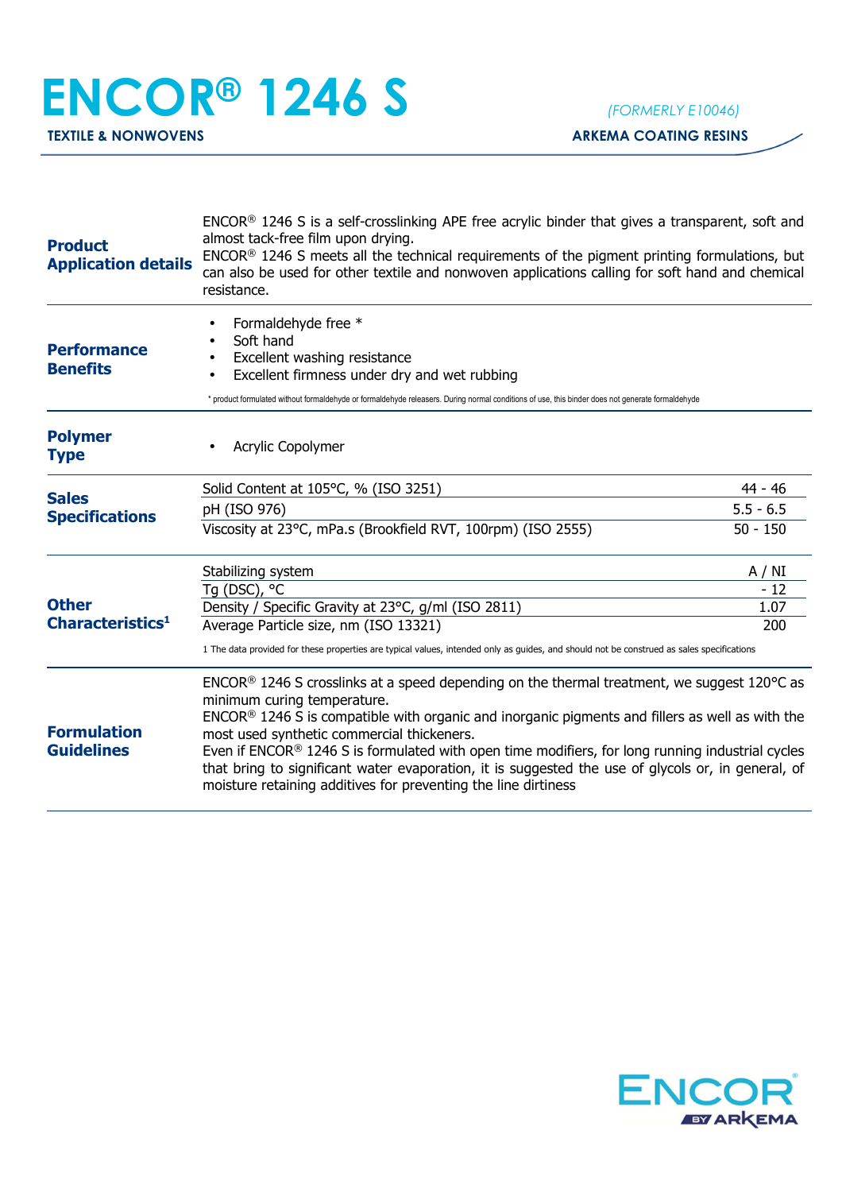# ENCOR® 1246 S

**TEXTILE & NONWOVENS**

*(FORMERLY E10046)*

**ARKEMA COATING RESINS**

## Product Application details

ENCOR® 1246 S is a self-crosslinking APE free acrylic binder that gives a transparent, soft and almost tack-free film upon drying.
ENCOR® 1246 S meets all the technical requirements of the pigment printing formulations, but can also be used for other textile and nonwoven applications calling for soft hand and chemical resistance.

## Performance Benefits

- Formaldehyde free *
- Soft hand
- Excellent washing resistance
- Excellent firmness under dry and wet rubbing

\* product formulated without formaldehyde or formaldehyde releasers. During normal conditions of use, this binder does not generate formaldehyde

## Polymer Type

- Acrylic Copolymer

## Sales Specifications

| Property | Value |
|---|---|
| Solid Content at 105°C, % (ISO 3251) | 44 - 46 |
| pH (ISO 976) | 5.5 - 6.5 |
| Viscosity at 23°C, mPa.s (Brookfield RVT, 100rpm) (ISO 2555) | 50 - 150 |

## Other Characteristics[1]

| Property | Value |
|---|---|
| Stabilizing system | A / NI |
| Tg (DSC), °C | - 12 |
| Density / Specific Gravity at 23°C, g/ml (ISO 2811) | 1.07 |
| Average Particle size, nm (ISO 13321) | 200 |

1 The data provided for these properties are typical values, intended only as guides, and should not be construed as sales specifications

## Formulation Guidelines

ENCOR® 1246 S crosslinks at a speed depending on the thermal treatment, we suggest 120°C as minimum curing temperature.
ENCOR® 1246 S is compatible with organic and inorganic pigments and fillers as well as with the most used synthetic commercial thickeners.
Even if ENCOR® 1246 S is formulated with open time modifiers, for long running industrial cycles that bring to significant water evaporation, it is suggested the use of glycols or, in general, of moisture retaining additives for preventing the line dirtiness

ENCOR BY ARKEMA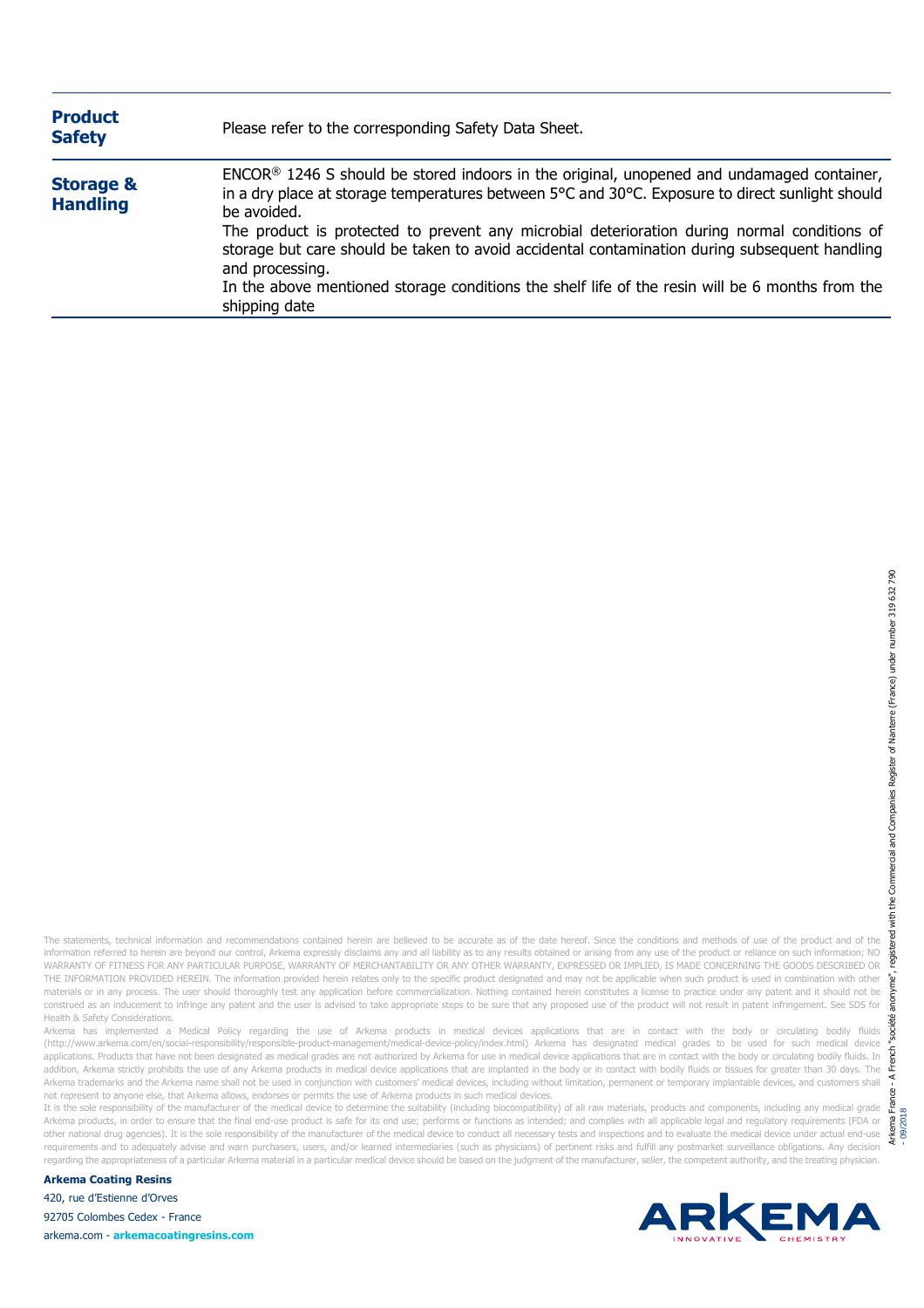| | |
|---|---|
| **Product Safety** | Please refer to the corresponding Safety Data Sheet. |
| **Storage & Handling** | ENCOR® 1246 S should be stored indoors in the original, unopened and undamaged container, in a dry place at storage temperatures between 5°C and 30°C. Exposure to direct sunlight should be avoided.<br>The product is protected to prevent any microbial deterioration during normal conditions of storage but care should be taken to avoid accidental contamination during subsequent handling and processing.<br>In the above mentioned storage conditions the shelf life of the resin will be 6 months from the shipping date |

The statements, technical information and recommendations contained herein are believed to be accurate as of the date hereof. Since the conditions and methods of use of the product and of the information referred to herein are beyond our control, Arkema expressly disclaims any and all liability as to any results obtained or arising from any use of the product or reliance on such information; NO WARRANTY OF FITNESS FOR ANY PARTICULAR PURPOSE, WARRANTY OF MERCHANTABILITY OR ANY OTHER WARRANTY, EXPRESSED OR IMPLIED, IS MADE CONCERNING THE GOODS DESCRIBED OR THE INFORMATION PROVIDED HEREIN. The information provided herein relates only to the specific product designated and may not be applicable when such product is used in combination with other materials or in any process. The user should thoroughly test any application before commercialization. Nothing contained herein constitutes a license to practice under any patent and it should not be construed as an inducement to infringe any patent and the user is advised to take appropriate steps to be sure that any proposed use of the product will not result in patent infringement. See SDS for Health & Safety Considerations.

Arkema has implemented a Medical Policy regarding the use of Arkema products in medical devices applications that are in contact with the body or circulating bodily fluids (http://www.arkema.com/en/social-responsibility/responsible-product-management/medical-device-policy/index.html) Arkema has designated medical grades to be used for such medical device applications. Products that have not been designated as medical grades are not authorized by Arkema for use in medical device applications that are in contact with the body or circulating bodily fluids. In addition, Arkema strictly prohibits the use of any Arkema products in medical device applications that are implanted in the body or in contact with bodily fluids or tissues for greater than 30 days. The Arkema trademarks and the Arkema name shall not be used in conjunction with customers' medical devices, including without limitation, permanent or temporary implantable devices, and customers shall not represent to anyone else, that Arkema allows, endorses or permits the use of Arkema products in such medical devices.

It is the sole responsibility of the manufacturer of the medical device to determine the suitability (including biocompatibility) of all raw materials, products and components, including any medical grade Arkema products, in order to ensure that the final end-use product is safe for its end use; performs or functions as intended; and complies with all applicable legal and regulatory requirements (FDA or other national drug agencies). It is the sole responsibility of the manufacturer of the medical device to conduct all necessary tests and inspections and to evaluate the medical device under actual end-use requirements and to adequately advise and warn purchasers, users, and/or learned intermediaries (such as physicians) of pertinent risks and fulfill any postmarket surveillance obligations. Any decision regarding the appropriateness of a particular Arkema material in a particular medical device should be based on the judgment of the manufacturer, seller, the competent authority, and the treating physician.

**Arkema Coating Resins**
420, rue d'Estienne d'Orves
92705 Colombes Cedex - France
arkema.com - **arkemacoatingresins.com**

Arkema France - A French "société anonyme", registered with the Commercial and Companies Register of Nanterre (France) under number 319 632 790 - 09/2018